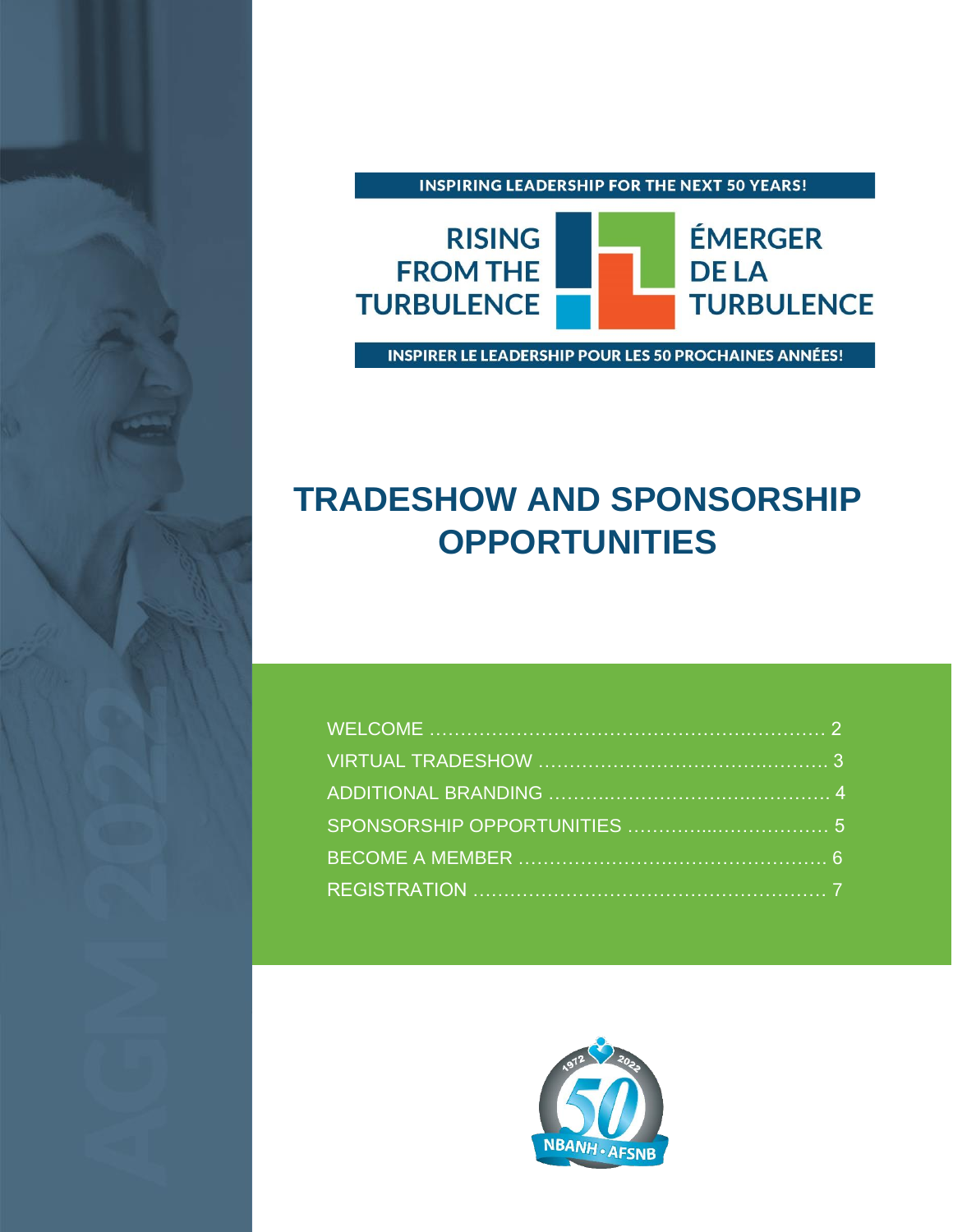INSPIRING LEADERSHIP FOR THE NEXT 50 YEARS!

RISING FROM THE TURBULENCE

ÉMERGER DE LA TURBULENCE

INSPIRER LE LEADERSHIP POUR LES 50 PROCHAINES ANNÉES!

# TRADESHOW AND SPONSORSHIP OPPORTUNITIES

WELCOME ........................................................ 2
VIRTUAL TRADESHOW ........................................ 3
ADDITIONAL BRANDING ...................................... 4
SPONSORSHIP OPPORTUNITIES ........................... 5
BECOME A MEMBER ............................................ 6
REGISTRATION .................................................. 7

AGM 2022

1972 2022 50 NBANH • AFSNB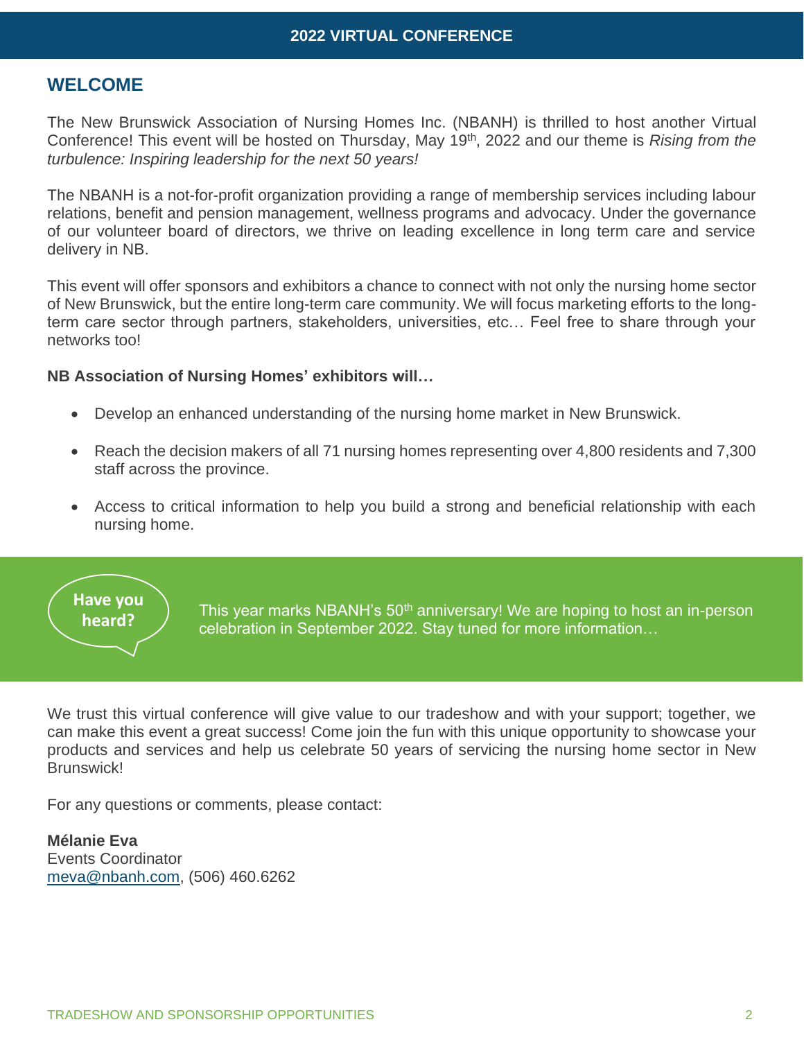## WELCOME

The New Brunswick Association of Nursing Homes Inc. (NBANH) is thrilled to host another Virtual Conference! This event will be hosted on Thursday, May 19th, 2022 and our theme is *Rising from the turbulence: Inspiring leadership for the next 50 years!*

The NBANH is a not-for-profit organization providing a range of membership services including labour relations, benefit and pension management, wellness programs and advocacy. Under the governance of our volunteer board of directors, we thrive on leading excellence in long term care and service delivery in NB.

This event will offer sponsors and exhibitors a chance to connect with not only the nursing home sector of New Brunswick, but the entire long-term care community. We will focus marketing efforts to the long-term care sector through partners, stakeholders, universities, etc… Feel free to share through your networks too!

**NB Association of Nursing Homes' exhibitors will…**

- Develop an enhanced understanding of the nursing home market in New Brunswick.
- Reach the decision makers of all 71 nursing homes representing over 4,800 residents and 7,300 staff across the province.
- Access to critical information to help you build a strong and beneficial relationship with each nursing home.

**Have you heard?**

This year marks NBANH's 50th anniversary! We are hoping to host an in-person celebration in September 2022. Stay tuned for more information…

We trust this virtual conference will give value to our tradeshow and with your support; together, we can make this event a great success! Come join the fun with this unique opportunity to showcase your products and services and help us celebrate 50 years of servicing the nursing home sector in New Brunswick!

For any questions or comments, please contact:

**Mélanie Eva**
Events Coordinator
meva@nbanh.com, (506) 460.6262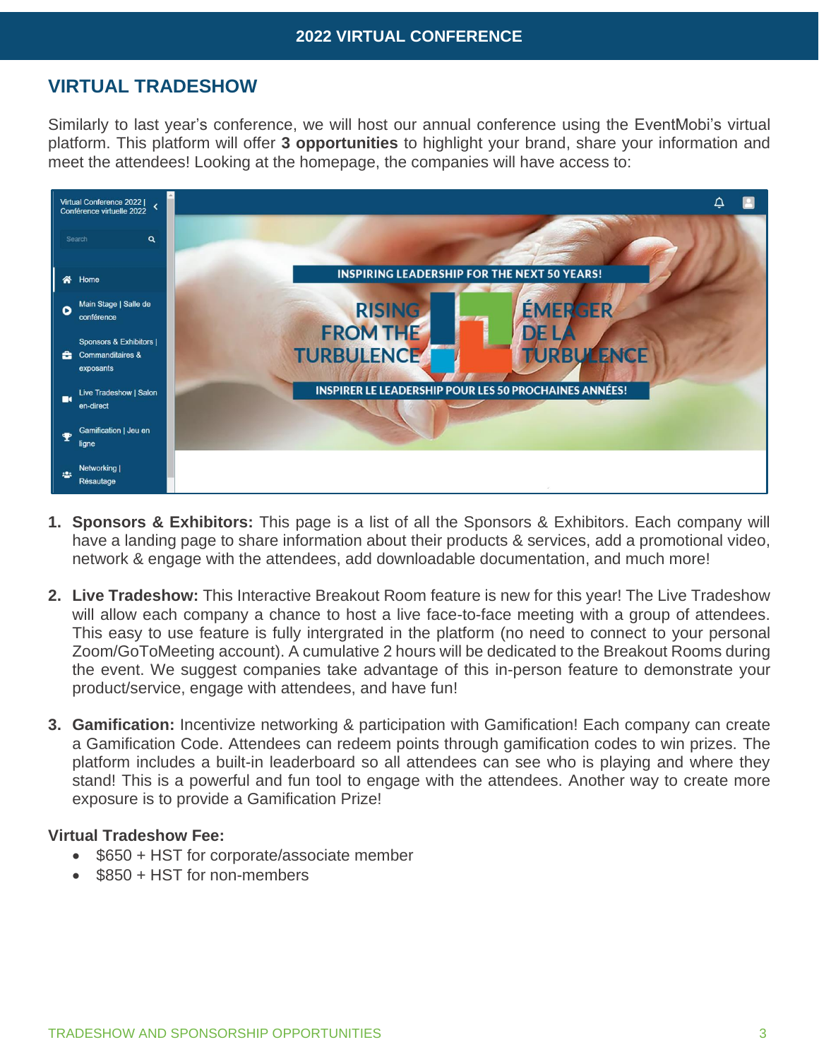## VIRTUAL TRADESHOW

Similarly to last year's conference, we will host our annual conference using the EventMobi's virtual platform. This platform will offer **3 opportunities** to highlight your brand, share your information and meet the attendees! Looking at the homepage, the companies will have access to:

1. **Sponsors & Exhibitors:** This page is a list of all the Sponsors & Exhibitors. Each company will have a landing page to share information about their products & services, add a promotional video, network & engage with the attendees, add downloadable documentation, and much more!

2. **Live Tradeshow:** This Interactive Breakout Room feature is new for this year! The Live Tradeshow will allow each company a chance to host a live face-to-face meeting with a group of attendees. This easy to use feature is fully intergrated in the platform (no need to connect to your personal Zoom/GoToMeeting account). A cumulative 2 hours will be dedicated to the Breakout Rooms during the event. We suggest companies take advantage of this in-person feature to demonstrate your product/service, engage with attendees, and have fun!

3. **Gamification:** Incentivize networking & participation with Gamification! Each company can create a Gamification Code. Attendees can redeem points through gamification codes to win prizes. The platform includes a built-in leaderboard so all attendees can see who is playing and where they stand! This is a powerful and fun tool to engage with the attendees. Another way to create more exposure is to provide a Gamification Prize!

**Virtual Tradeshow Fee:**

- $650 + HST for corporate/associate member
- $850 + HST for non-members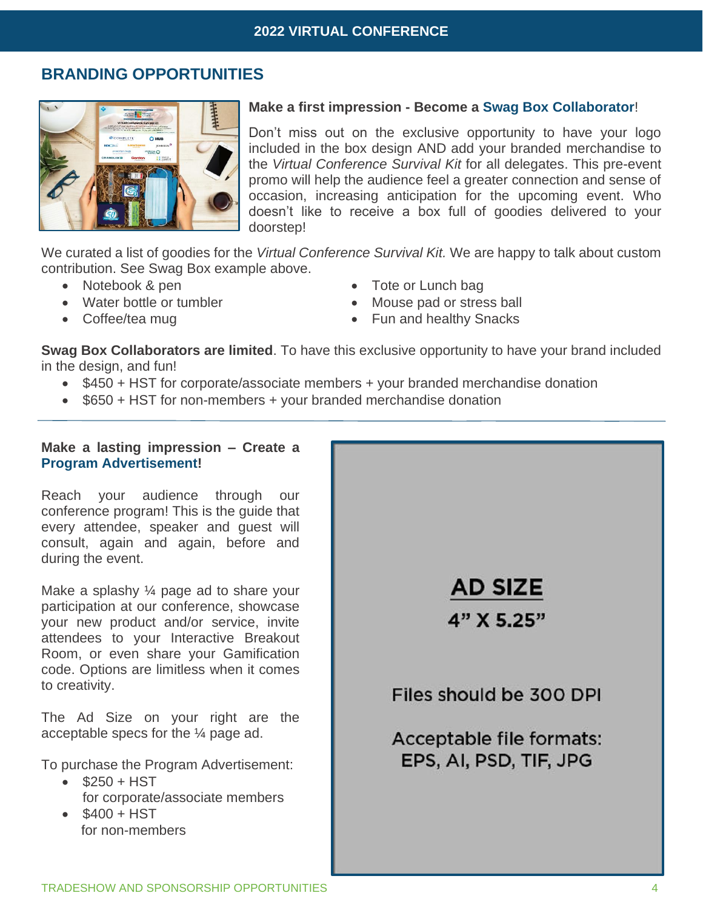## BRANDING OPPORTUNITIES

**Make a first impression - Become a Swag Box Collaborator!**

Don't miss out on the exclusive opportunity to have your logo included in the box design AND add your branded merchandise to the *Virtual Conference Survival Kit* for all delegates. This pre-event promo will help the audience feel a greater connection and sense of occasion, increasing anticipation for the upcoming event. Who doesn't like to receive a box full of goodies delivered to your doorstep!

We curated a list of goodies for the *Virtual Conference Survival Kit.* We are happy to talk about custom contribution. See Swag Box example above.

- Notebook & pen
- Water bottle or tumbler
- Coffee/tea mug
- Tote or Lunch bag
- Mouse pad or stress ball
- Fun and healthy Snacks

**Swag Box Collaborators are limited**. To have this exclusive opportunity to have your brand included in the design, and fun!

- $450 + HST for corporate/associate members + your branded merchandise donation
- $650 + HST for non-members + your branded merchandise donation

---

**Make a lasting impression – Create a Program Advertisement!**

Reach your audience through our conference program! This is the guide that every attendee, speaker and guest will consult, again and again, before and during the event.

Make a splashy ¼ page ad to share your participation at our conference, showcase your new product and/or service, invite attendees to your Interactive Breakout Room, or even share your Gamification code. Options are limitless when it comes to creativity.

The Ad Size on your right are the acceptable specs for the ¼ page ad.

To purchase the Program Advertisement:

- $250 + HST
  for corporate/associate members
- $400 + HST
  for non-members

**AD SIZE**

**4" X 5.25"**

Files should be 300 DPI

Acceptable file formats:
EPS, AI, PSD, TIF, JPG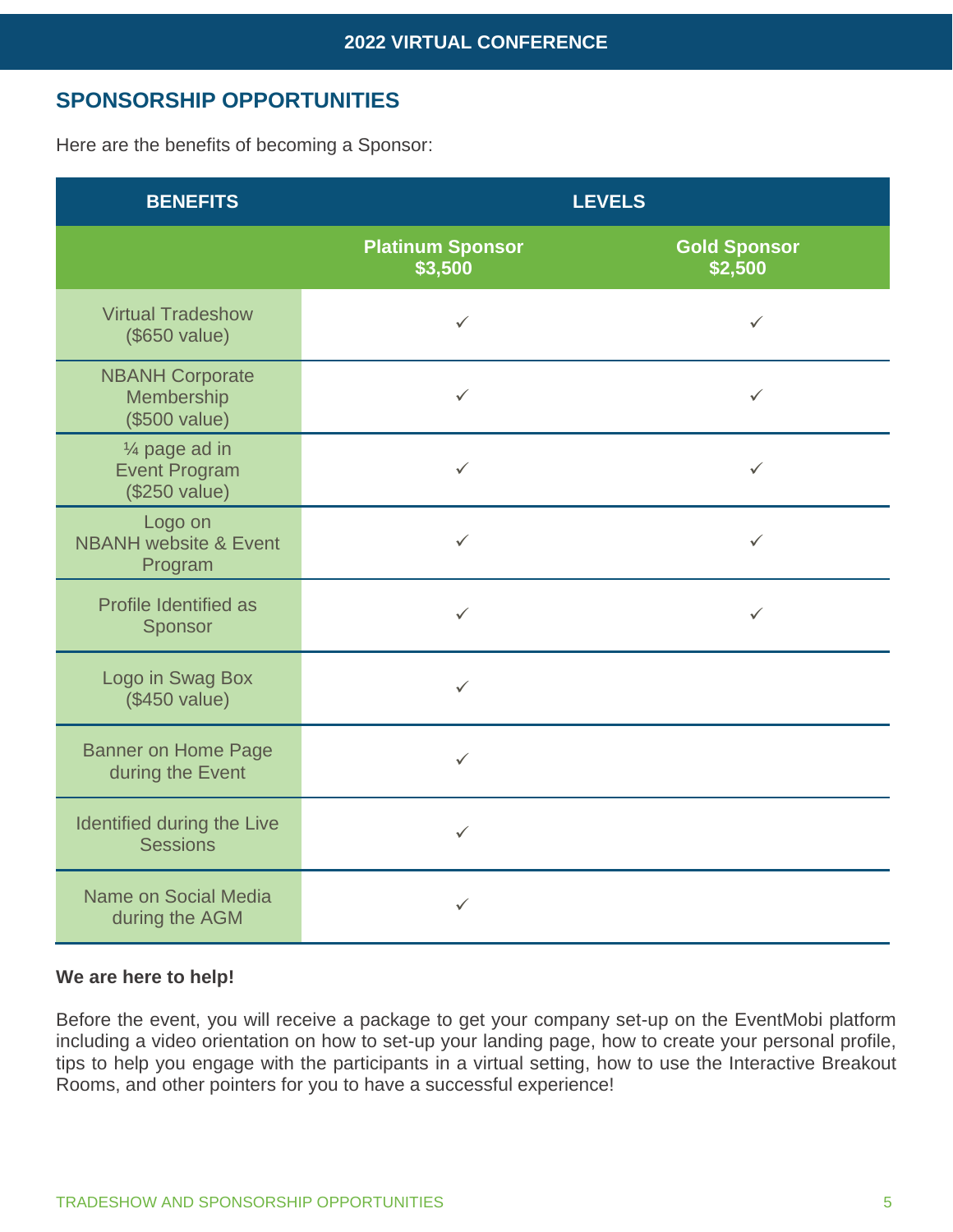## SPONSORSHIP OPPORTUNITIES

Here are the benefits of becoming a Sponsor:

| BENEFITS | LEVELS | |
|---|---|---|
| | Platinum Sponsor $3,500 | Gold Sponsor $2,500 |
| Virtual Tradeshow ($650 value) | ✓ | ✓ |
| NBANH Corporate Membership ($500 value) | ✓ | ✓ |
| ¼ page ad in Event Program ($250 value) | ✓ | ✓ |
| Logo on NBANH website & Event Program | ✓ | ✓ |
| Profile Identified as Sponsor | ✓ | ✓ |
| Logo in Swag Box ($450 value) | ✓ | |
| Banner on Home Page during the Event | ✓ | |
| Identified during the Live Sessions | ✓ | |
| Name on Social Media during the AGM | ✓ | |

**We are here to help!**

Before the event, you will receive a package to get your company set-up on the EventMobi platform including a video orientation on how to set-up your landing page, how to create your personal profile, tips to help you engage with the participants in a virtual setting, how to use the Interactive Breakout Rooms, and other pointers for you to have a successful experience!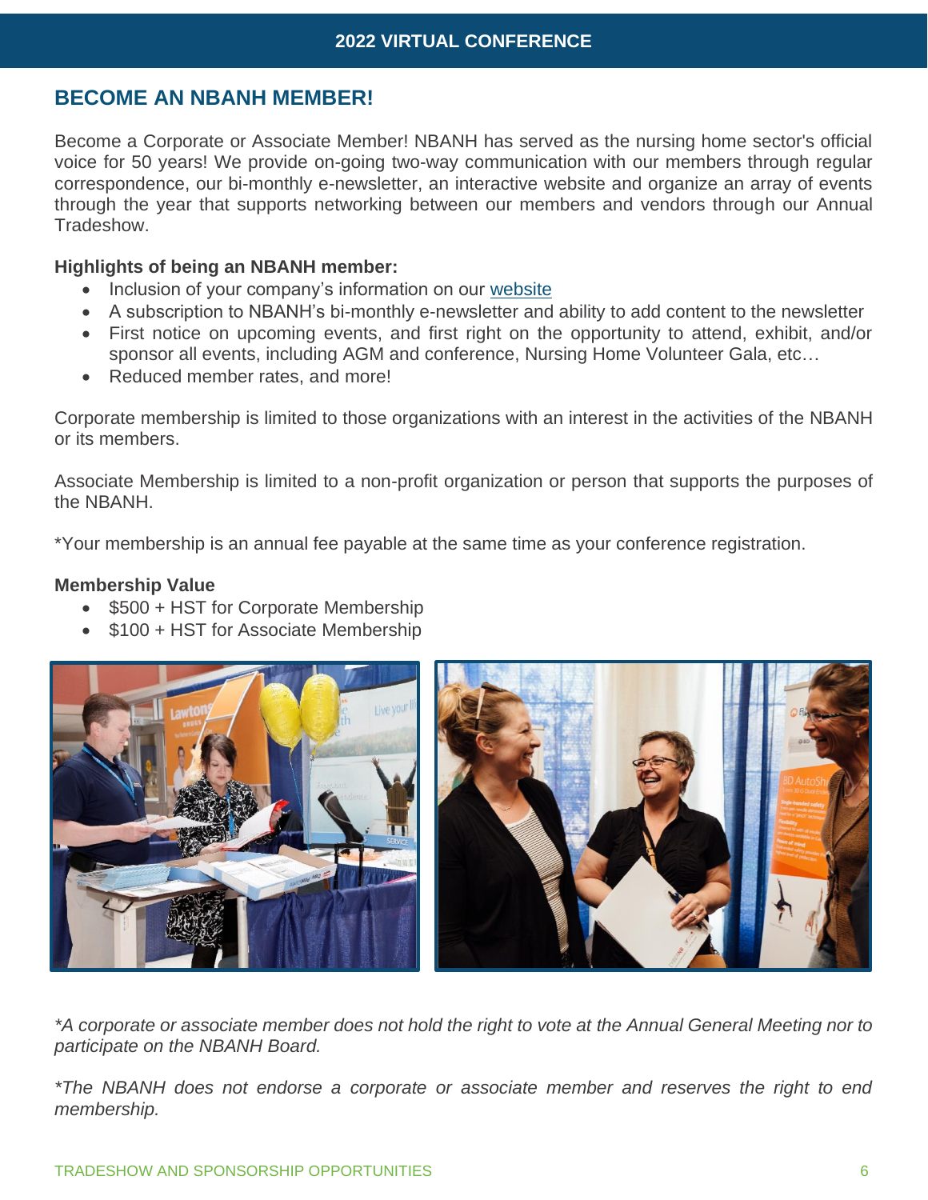## BECOME AN NBANH MEMBER!

Become a Corporate or Associate Member! NBANH has served as the nursing home sector's official voice for 50 years! We provide on-going two-way communication with our members through regular correspondence, our bi-monthly e-newsletter, an interactive website and organize an array of events through the year that supports networking between our members and vendors through our Annual Tradeshow.

**Highlights of being an NBANH member:**

- Inclusion of your company's information on our website
- A subscription to NBANH's bi-monthly e-newsletter and ability to add content to the newsletter
- First notice on upcoming events, and first right on the opportunity to attend, exhibit, and/or sponsor all events, including AGM and conference, Nursing Home Volunteer Gala, etc…
- Reduced member rates, and more!

Corporate membership is limited to those organizations with an interest in the activities of the NBANH or its members.

Associate Membership is limited to a non-profit organization or person that supports the purposes of the NBANH.

*Your membership is an annual fee payable at the same time as your conference registration.

**Membership Value**

- $500 + HST for Corporate Membership
- $100 + HST for Associate Membership

*\*A corporate or associate member does not hold the right to vote at the Annual General Meeting nor to participate on the NBANH Board.*

*\*The NBANH does not endorse a corporate or associate member and reserves the right to end membership.*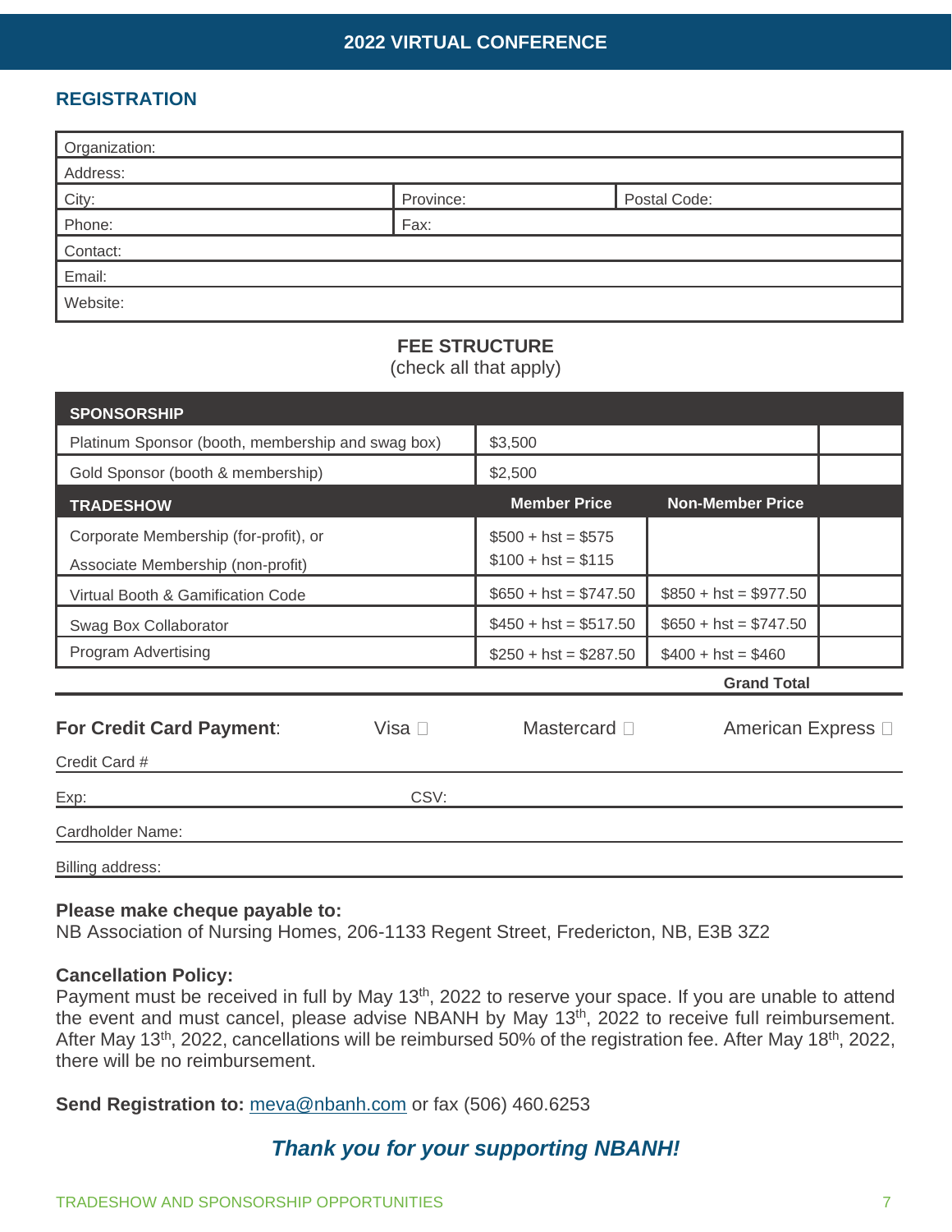# 2022 VIRTUAL CONFERENCE

## REGISTRATION

| | | |
|---|---|---|
| Organization: | | |
| Address: | | |
| City: | Province: | Postal Code: |
| Phone: | Fax: | |
| Contact: | | |
| Email: | | |
| Website: | | |

**FEE STRUCTURE**
(check all that apply)

| SPONSORSHIP | | | |
|---|---|---|---|
| Platinum Sponsor (booth, membership and swag box) | $3,500 | | |
| Gold Sponsor (booth & membership) | $2,500 | | |
| **TRADESHOW** | **Member Price** | **Non-Member Price** | |
| Corporate Membership (for-profit), or<br>Associate Membership (non-profit) | $500 + hst = $575<br>$100 + hst = $115 | | |
| Virtual Booth & Gamification Code | $650 + hst = $747.50 | $850 + hst = $977.50 | |
| Swag Box Collaborator | $450 + hst = $517.50 | $650 + hst = $747.50 | |
| Program Advertising | $250 + hst = $287.50 | $400 + hst = $460 | |
| | | **Grand Total** | |

**For Credit Card Payment**: Visa ☐ Mastercard ☐ American Express ☐

Credit Card #

Exp: CSV:

Cardholder Name:

Billing address:

**Please make cheque payable to:**
NB Association of Nursing Homes, 206-1133 Regent Street, Fredericton, NB, E3B 3Z2

**Cancellation Policy:**
Payment must be received in full by May 13th, 2022 to reserve your space. If you are unable to attend the event and must cancel, please advise NBANH by May 13th, 2022 to receive full reimbursement. After May 13th, 2022, cancellations will be reimbursed 50% of the registration fee. After May 18th, 2022, there will be no reimbursement.

**Send Registration to:** meva@nbanh.com or fax (506) 460.6253

***Thank you for your supporting NBANH!***